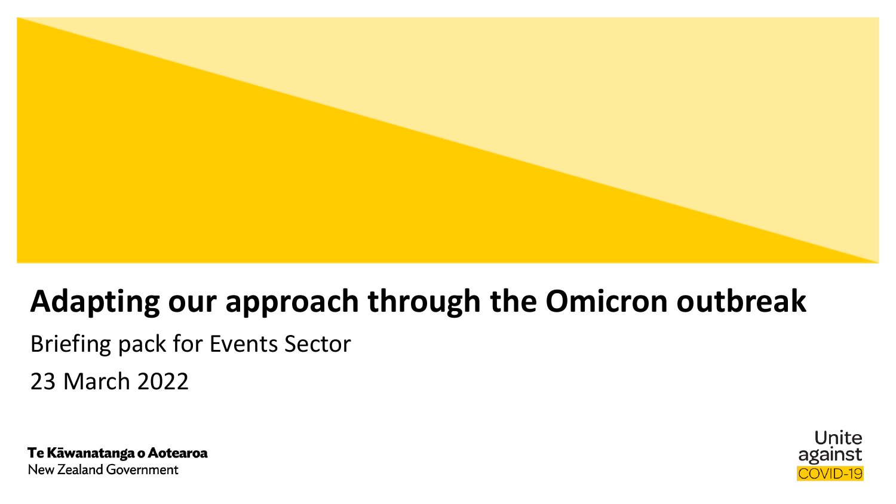# Adapting our approach through the Omicron outbreak

Briefing pack for Events Sector

23 March 2022

Te Kāwanatanga o Aotearoa
New Zealand Government

Unite against COVID-19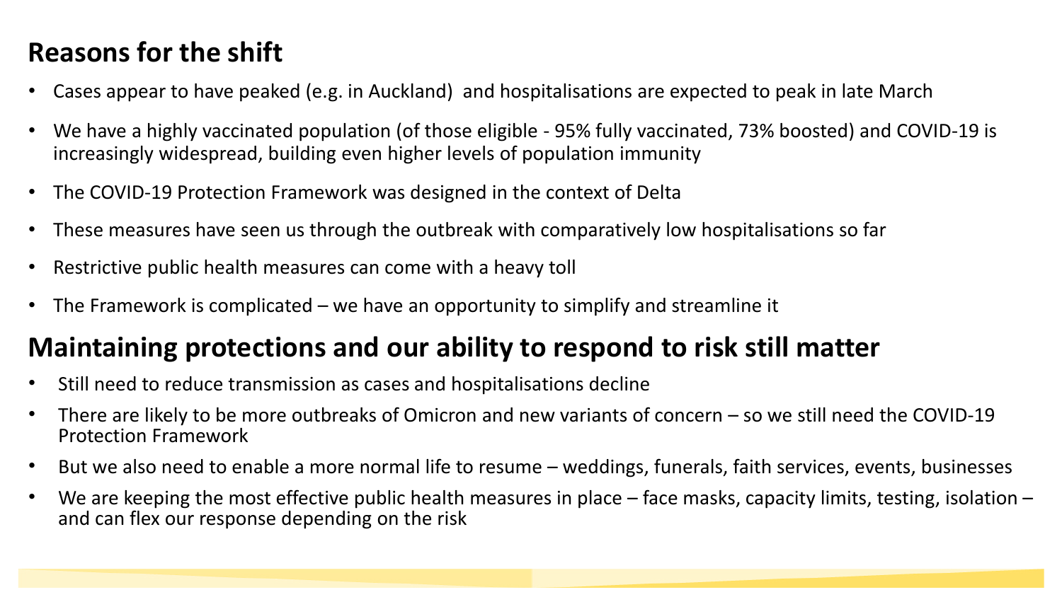## Reasons for the shift

- Cases appear to have peaked (e.g. in Auckland) and hospitalisations are expected to peak in late March
- We have a highly vaccinated population (of those eligible - 95% fully vaccinated, 73% boosted) and COVID-19 is increasingly widespread, building even higher levels of population immunity
- The COVID-19 Protection Framework was designed in the context of Delta
- These measures have seen us through the outbreak with comparatively low hospitalisations so far
- Restrictive public health measures can come with a heavy toll
- The Framework is complicated – we have an opportunity to simplify and streamline it

## Maintaining protections and our ability to respond to risk still matter

- Still need to reduce transmission as cases and hospitalisations decline
- There are likely to be more outbreaks of Omicron and new variants of concern – so we still need the COVID-19 Protection Framework
- But we also need to enable a more normal life to resume – weddings, funerals, faith services, events, businesses
- We are keeping the most effective public health measures in place – face masks, capacity limits, testing, isolation – and can flex our response depending on the risk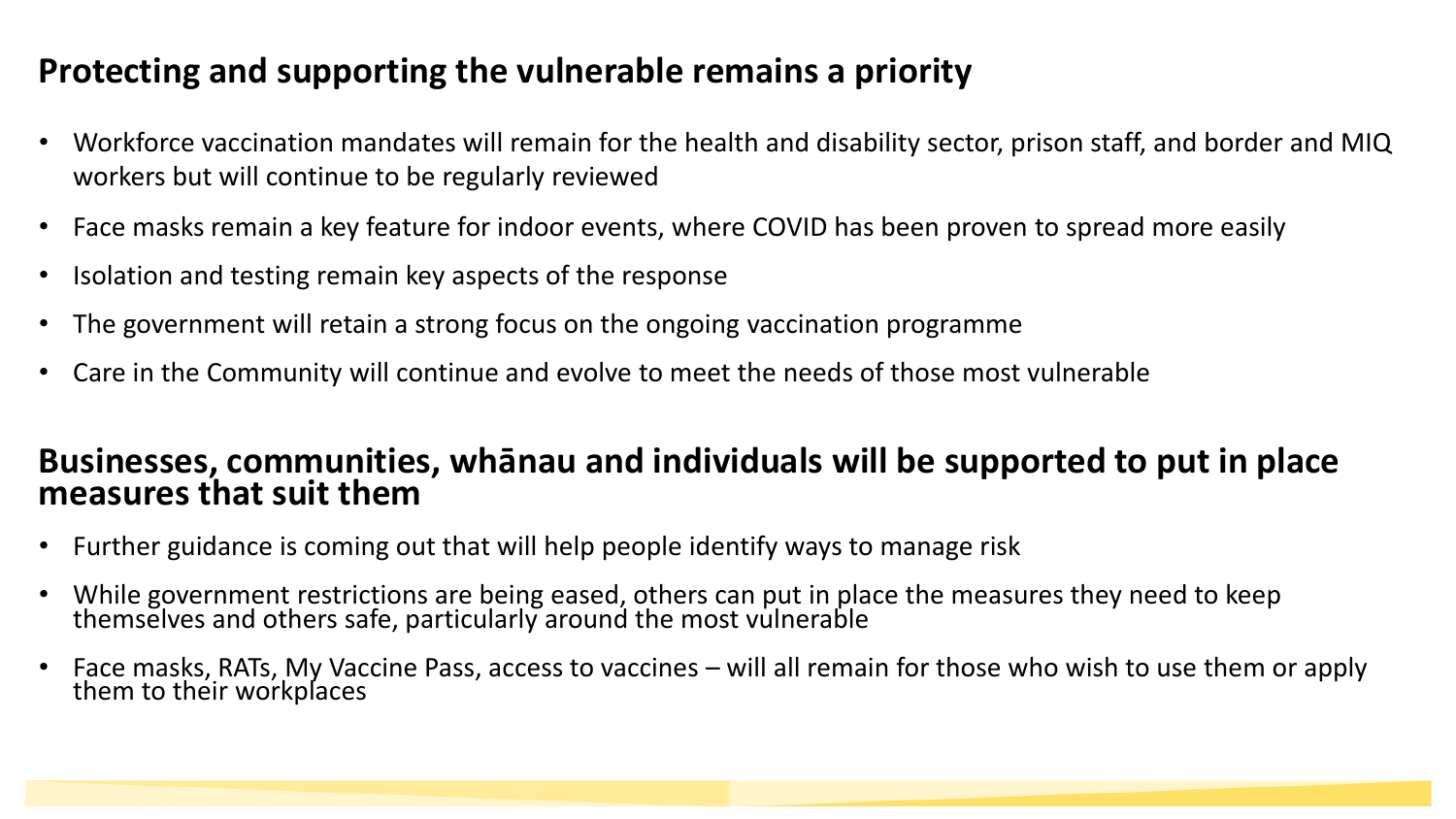## Protecting and supporting the vulnerable remains a priority

- Workforce vaccination mandates will remain for the health and disability sector, prison staff, and border and MIQ workers but will continue to be regularly reviewed
- Face masks remain a key feature for indoor events, where COVID has been proven to spread more easily
- Isolation and testing remain key aspects of the response
- The government will retain a strong focus on the ongoing vaccination programme
- Care in the Community will continue and evolve to meet the needs of those most vulnerable

## Businesses, communities, whānau and individuals will be supported to put in place measures that suit them

- Further guidance is coming out that will help people identify ways to manage risk
- While government restrictions are being eased, others can put in place the measures they need to keep themselves and others safe, particularly around the most vulnerable
- Face masks, RATs, My Vaccine Pass, access to vaccines – will all remain for those who wish to use them or apply them to their workplaces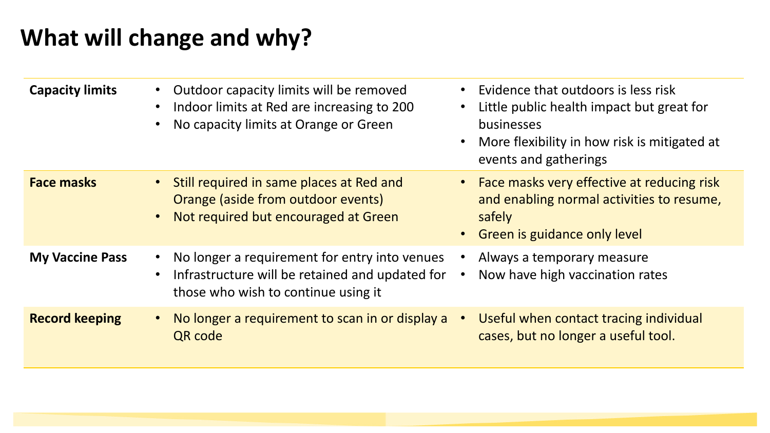# What will change and why?

| | | |
|---|---|---|
| **Capacity limits** | • Outdoor capacity limits will be removed<br>• Indoor limits at Red are increasing to 200<br>• No capacity limits at Orange or Green | • Evidence that outdoors is less risk<br>• Little public health impact but great for businesses<br>• More flexibility in how risk is mitigated at events and gatherings |
| **Face masks** | • Still required in same places at Red and Orange (aside from outdoor events)<br>• Not required but encouraged at Green | • Face masks very effective at reducing risk and enabling normal activities to resume, safely<br>• Green is guidance only level |
| **My Vaccine Pass** | • No longer a requirement for entry into venues<br>• Infrastructure will be retained and updated for those who wish to continue using it | • Always a temporary measure<br>• Now have high vaccination rates |
| **Record keeping** | • No longer a requirement to scan in or display a QR code | • Useful when contact tracing individual cases, but no longer a useful tool. |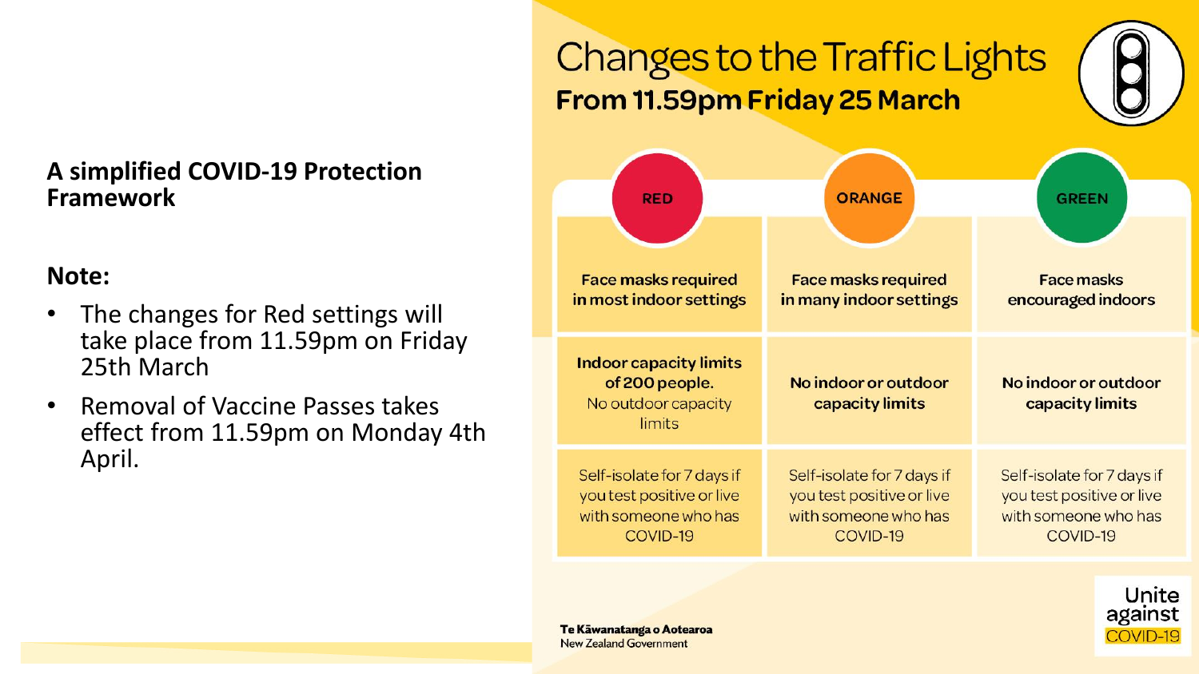**A simplified COVID-19 Protection Framework**

**Note:**

- The changes for Red settings will take place from 11.59pm on Friday 25th March
- Removal of Vaccine Passes takes effect from 11.59pm on Monday 4th April.

# Changes to the Traffic Lights

**From 11.59pm Friday 25 March**

| RED | ORANGE | GREEN |
|---|---|---|
| **Face masks required in most indoor settings** | **Face masks required in many indoor settings** | **Face masks encouraged indoors** |
| **Indoor capacity limits of 200 people.** No outdoor capacity limits | **No indoor or outdoor capacity limits** | **No indoor or outdoor capacity limits** |
| Self-isolate for 7 days if you test positive or live with someone who has COVID-19 | Self-isolate for 7 days if you test positive or live with someone who has COVID-19 | Self-isolate for 7 days if you test positive or live with someone who has COVID-19 |

**Te Kāwanatanga o Aotearoa**
New Zealand Government

Unite against COVID-19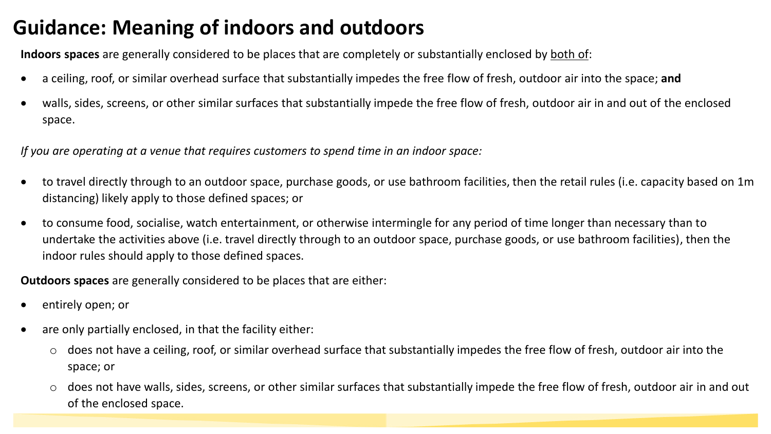# Guidance: Meaning of indoors and outdoors

**Indoors spaces** are generally considered to be places that are completely or substantially enclosed by <u>both of</u>:

- a ceiling, roof, or similar overhead surface that substantially impedes the free flow of fresh, outdoor air into the space; **and**
- walls, sides, screens, or other similar surfaces that substantially impede the free flow of fresh, outdoor air in and out of the enclosed space.

*If you are operating at a venue that requires customers to spend time in an indoor space:*

- to travel directly through to an outdoor space, purchase goods, or use bathroom facilities, then the retail rules (i.e. capacity based on 1m distancing) likely apply to those defined spaces; or
- to consume food, socialise, watch entertainment, or otherwise intermingle for any period of time longer than necessary than to undertake the activities above (i.e. travel directly through to an outdoor space, purchase goods, or use bathroom facilities), then the indoor rules should apply to those defined spaces.

**Outdoors spaces** are generally considered to be places that are either:

- entirely open; or
- are only partially enclosed, in that the facility either:
  - does not have a ceiling, roof, or similar overhead surface that substantially impedes the free flow of fresh, outdoor air into the space; or
  - does not have walls, sides, screens, or other similar surfaces that substantially impede the free flow of fresh, outdoor air in and out of the enclosed space.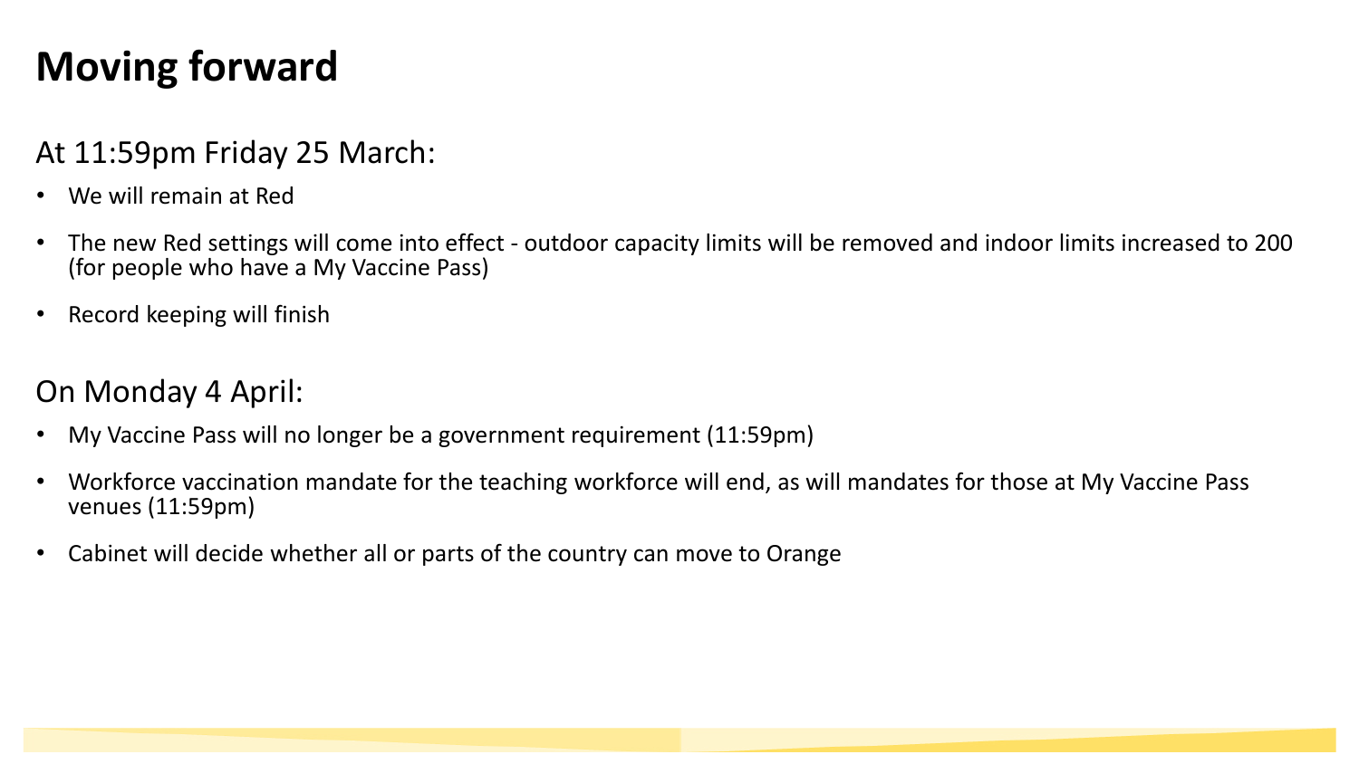# Moving forward

## At 11:59pm Friday 25 March:

- We will remain at Red
- The new Red settings will come into effect - outdoor capacity limits will be removed and indoor limits increased to 200 (for people who have a My Vaccine Pass)
- Record keeping will finish

## On Monday 4 April:

- My Vaccine Pass will no longer be a government requirement (11:59pm)
- Workforce vaccination mandate for the teaching workforce will end, as will mandates for those at My Vaccine Pass venues (11:59pm)
- Cabinet will decide whether all or parts of the country can move to Orange